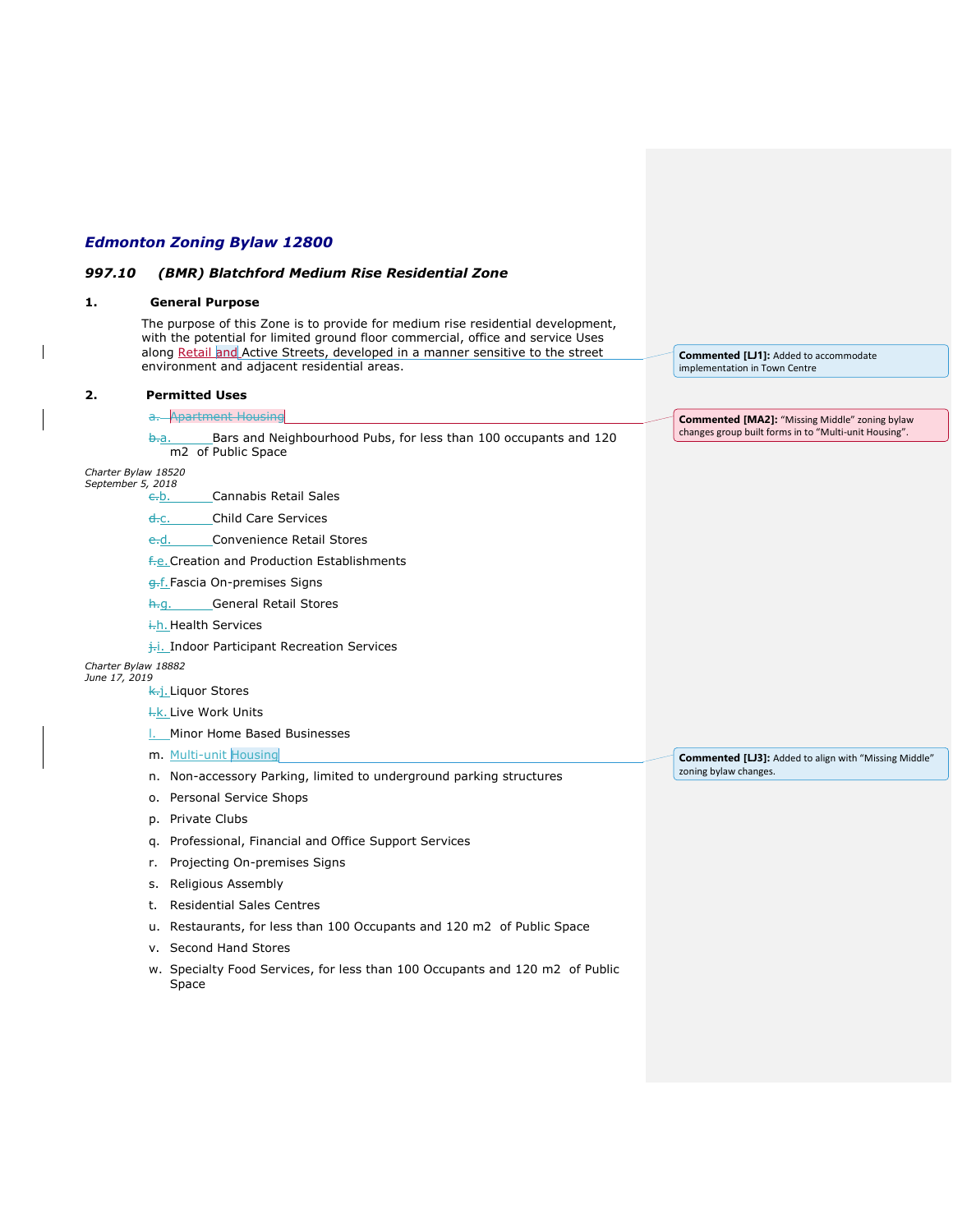# Edmonton Zoning Bylaw 12800

## 997.10 (BMR) Blatchford Medium Rise Residential Zone

### 1. General Purpose

The purpose of this Zone is to provide for medium rise residential development, with the potential for limited ground floor commercial, office and service Uses along Retail and Active Streets, developed in a manner sensitive to the street environment and adjacent residential areas.

**Commented [LJ1]:** Added to accommodate implementation in Town Centre

### 2. Permitted Uses

~~a. Apartment Housing~~

**Commented [MA2]:** "Missing Middle" zoning bylaw changes group built forms in to "Multi-unit Housing".

~~b.~~a. Bars and Neighbourhood Pubs, for less than 100 occupants and 120 m2 of Public Space

*Charter Bylaw 18520*
*September 5, 2018*

~~c.~~b. Cannabis Retail Sales

~~d.~~c. Child Care Services

~~e.~~d. Convenience Retail Stores

~~f.~~e. Creation and Production Establishments

~~g.~~f. Fascia On-premises Signs

~~h.~~g. General Retail Stores

~~i.~~h. Health Services

~~j.~~i. Indoor Participant Recreation Services

*Charter Bylaw 18882*
*June 17, 2019*

~~k.~~j. Liquor Stores

~~l.~~k. Live Work Units

l. Minor Home Based Businesses

m. Multi-unit Housing

**Commented [LJ3]:** Added to align with "Missing Middle" zoning bylaw changes.

n. Non-accessory Parking, limited to underground parking structures

o. Personal Service Shops

p. Private Clubs

q. Professional, Financial and Office Support Services

r. Projecting On-premises Signs

s. Religious Assembly

t. Residential Sales Centres

u. Restaurants, for less than 100 Occupants and 120 m2 of Public Space

v. Second Hand Stores

w. Specialty Food Services, for less than 100 Occupants and 120 m2 of Public Space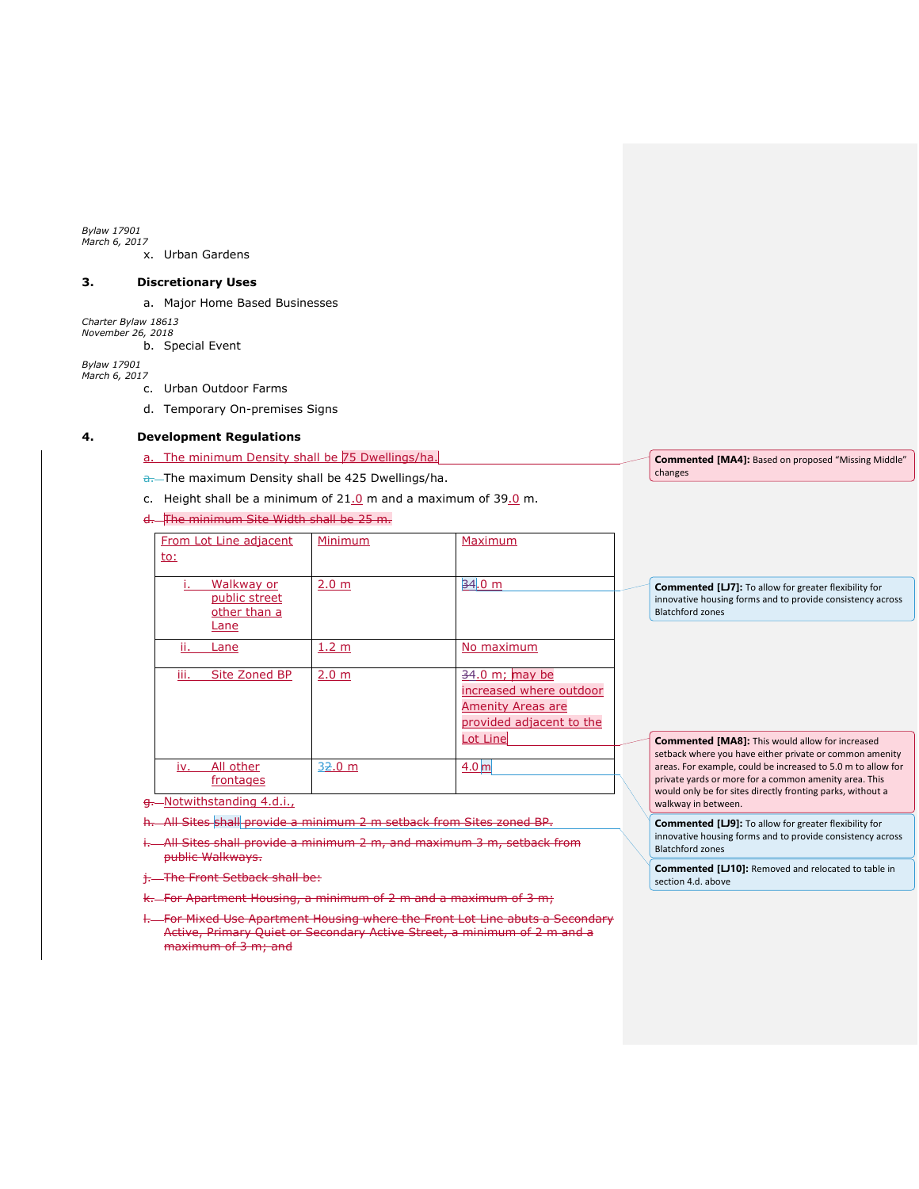*Bylaw 17901*
*March 6, 2017*

x. Urban Gardens

**3. Discretionary Uses**

a. Major Home Based Businesses

*Charter Bylaw 18613*
*November 26, 2018*

b. Special Event

*Bylaw 17901*
*March 6, 2017*

c. Urban Outdoor Farms

d. Temporary On-premises Signs

**4. Development Regulations**

a. The minimum Density shall be 75 Dwellings/ha.

~~a.~~ The maximum Density shall be 425 Dwellings/ha.

c. Height shall be a minimum of 21.0 m and a maximum of 39.0 m.

~~d. The minimum Site Width shall be 25 m.~~

| From Lot Line adjacent to: | Minimum | Maximum |
|---|---|---|
| i. Walkway or public street other than a Lane | 2.0 m | ~~3~~4.0 m |
| ii. Lane | 1.2 m | No maximum |
| iii. Site Zoned BP | 2.0 m | ~~3~~4.0 m; may be increased where outdoor Amenity Areas are provided adjacent to the Lot Line |
| iv. All other frontages | ~~3~~2.0 m | 4.0 m |

~~g.~~ Notwithstanding 4.d.i.,

~~h. All Sites shall provide a minimum 2 m setback from Sites zoned BP.~~

~~i. All Sites shall provide a minimum 2 m, and maximum 3 m, setback from public Walkways.~~

~~j. The Front Setback shall be:~~

~~k. For Apartment Housing, a minimum of 2 m and a maximum of 3 m;~~

~~l. For Mixed Use Apartment Housing where the Front Lot Line abuts a Secondary Active, Primary Quiet or Secondary Active Street, a minimum of 2 m and a maximum of 3 m; and~~

**Commented [MA4]:** Based on proposed "Missing Middle" changes

**Commented [LJ7]:** To allow for greater flexibility for innovative housing forms and to provide consistency across Blatchford zones

**Commented [MA8]:** This would allow for increased setback where you have either private or common amenity areas. For example, could be increased to 5.0 m to allow for private yards or more for a common amenity area. This would only be for sites directly fronting parks, without a walkway in between.

**Commented [LJ9]:** To allow for greater flexibility for innovative housing forms and to provide consistency across Blatchford zones

**Commented [LJ10]:** Removed and relocated to table in section 4.d. above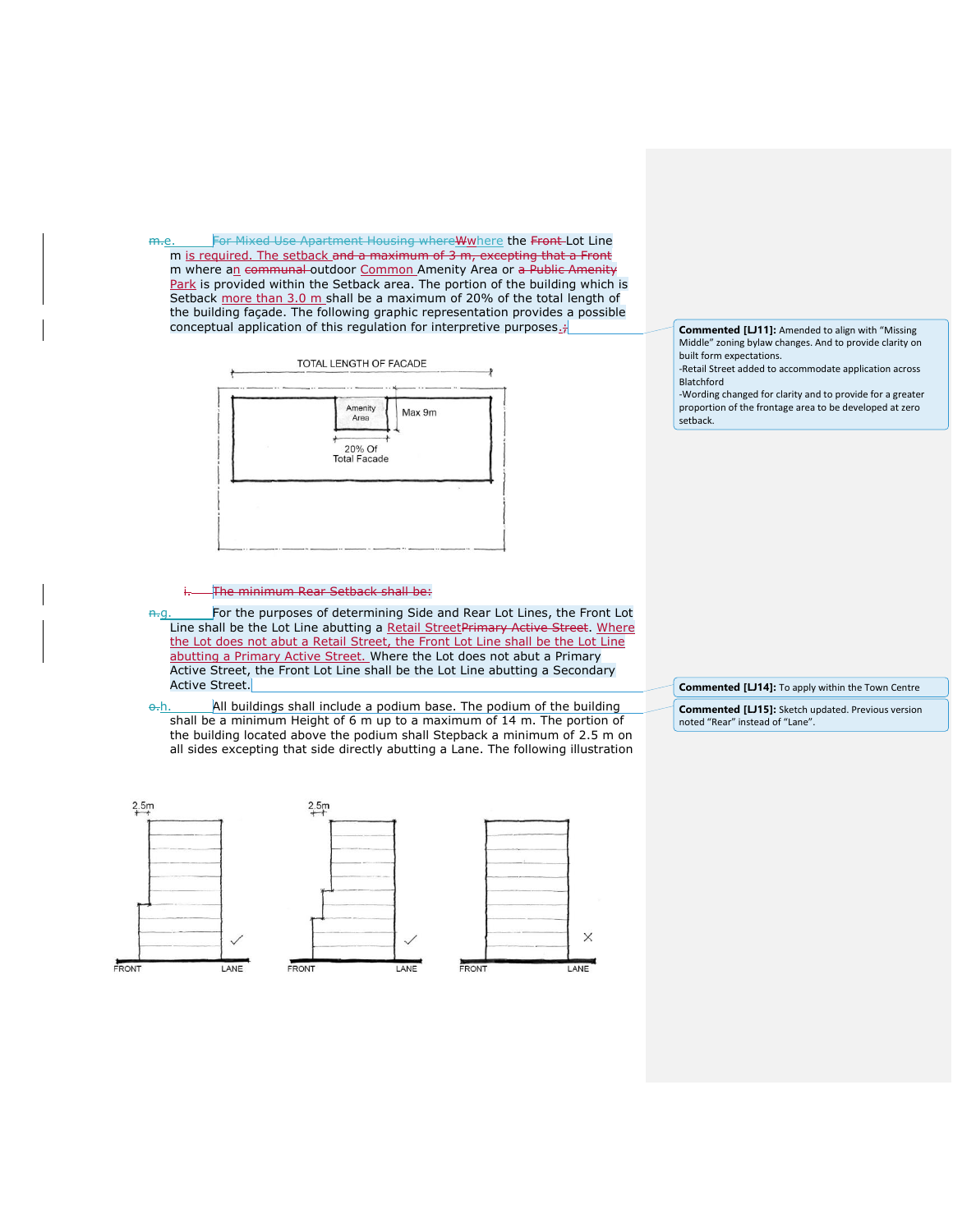m.e. ~~For Mixed Use Apartment Housing where~~ ~~W~~where the ~~Front~~ Lot Line m is required. The setback ~~and a maximum of 3 m, excepting that a Front~~ m where an ~~communal~~ outdoor Common Amenity Area or ~~a Public Amenity~~ Park is provided within the Setback area. The portion of the building which is Setback more than 3.0 m shall be a maximum of 20% of the total length of the building façade. The following graphic representation provides a possible conceptual application of this regulation for interpretive purposes.~~;~~

TOTAL LENGTH OF FACADE

Amenity Area

Max 9m

20% Of Total Facade

~~i. The minimum Rear Setback shall be:~~

n.g. For the purposes of determining Side and Rear Lot Lines, the Front Lot Line shall be the Lot Line abutting a Retail Street~~Primary Active Street~~. Where the Lot does not abut a Retail Street, the Front Lot Line shall be the Lot Line abutting a Primary Active Street. Where the Lot does not abut a Primary Active Street, the Front Lot Line shall be the Lot Line abutting a Secondary Active Street.

o.h. All buildings shall include a podium base. The podium of the building shall be a minimum Height of 6 m up to a maximum of 14 m. The portion of the building located above the podium shall Stepback a minimum of 2.5 m on all sides excepting that side directly abutting a Lane. The following illustration

2.5m

✓

FRONT LANE

2.5m

✓

FRONT LANE

✗

FRONT LANE

**Commented [LJ11]:** Amended to align with "Missing Middle" zoning bylaw changes. And to provide clarity on built form expectations.
-Retail Street added to accommodate application across Blatchford
-Wording changed for clarity and to provide for a greater proportion of the frontage area to be developed at zero setback.

**Commented [LJ14]:** To apply within the Town Centre

**Commented [LJ15]:** Sketch updated. Previous version noted "Rear" instead of "Lane".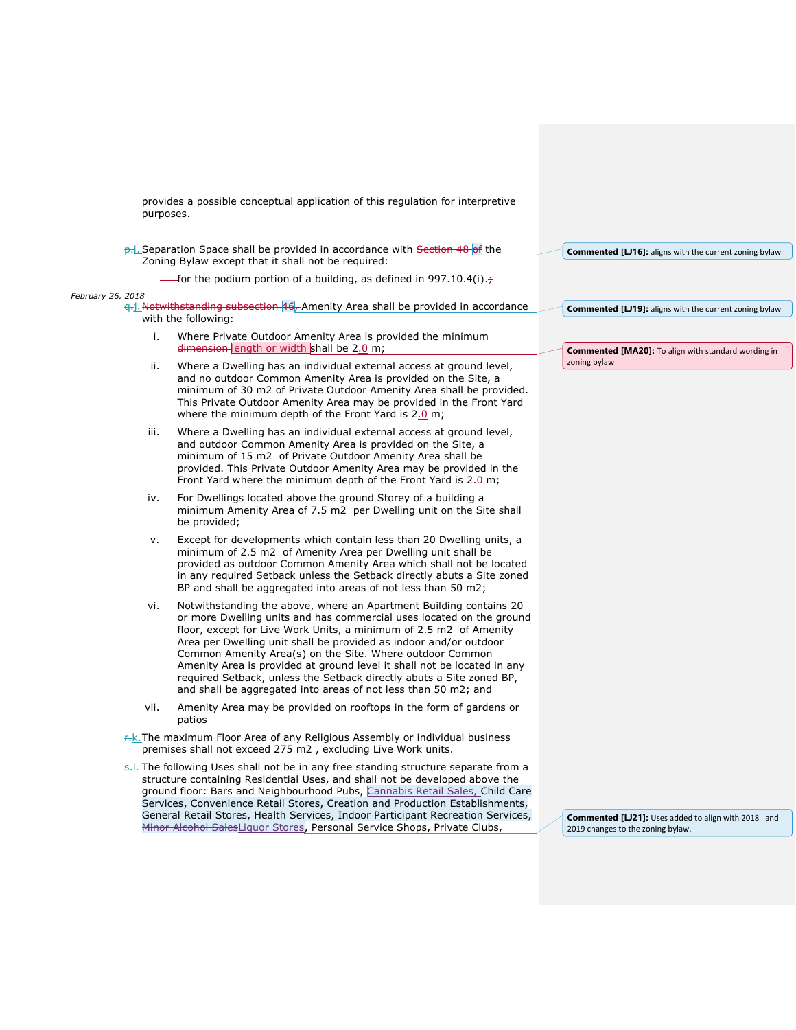provides a possible conceptual application of this regulation for interpretive purposes.

p. i. Separation Space shall be provided in accordance with Section 48 of the Zoning Bylaw except that it shall not be required:

for the podium portion of a building, as defined in 997.10.4(i).;

February 26, 2018

q. j. Notwithstanding subsection 46, Amenity Area shall be provided in accordance with the following:

i. Where Private Outdoor Amenity Area is provided the minimum dimension length or width shall be 2.0 m;

ii. Where a Dwelling has an individual external access at ground level, and no outdoor Common Amenity Area is provided on the Site, a minimum of 30 m2 of Private Outdoor Amenity Area shall be provided. This Private Outdoor Amenity Area may be provided in the Front Yard where the minimum depth of the Front Yard is 2.0 m;

iii. Where a Dwelling has an individual external access at ground level, and outdoor Common Amenity Area is provided on the Site, a minimum of 15 m2 of Private Outdoor Amenity Area shall be provided. This Private Outdoor Amenity Area may be provided in the Front Yard where the minimum depth of the Front Yard is 2.0 m;

iv. For Dwellings located above the ground Storey of a building a minimum Amenity Area of 7.5 m2 per Dwelling unit on the Site shall be provided;

v. Except for developments which contain less than 20 Dwelling units, a minimum of 2.5 m2 of Amenity Area per Dwelling unit shall be provided as outdoor Common Amenity Area which shall not be located in any required Setback unless the Setback directly abuts a Site zoned BP and shall be aggregated into areas of not less than 50 m2;

vi. Notwithstanding the above, where an Apartment Building contains 20 or more Dwelling units and has commercial uses located on the ground floor, except for Live Work Units, a minimum of 2.5 m2 of Amenity Area per Dwelling unit shall be provided as indoor and/or outdoor Common Amenity Area(s) on the Site. Where outdoor Common Amenity Area is provided at ground level it shall not be located in any required Setback, unless the Setback directly abuts a Site zoned BP, and shall be aggregated into areas of not less than 50 m2; and

vii. Amenity Area may be provided on rooftops in the form of gardens or patios

r. k. The maximum Floor Area of any Religious Assembly or individual business premises shall not exceed 275 m2 , excluding Live Work units.

s. l. The following Uses shall not be in any free standing structure separate from a structure containing Residential Uses, and shall not be developed above the ground floor: Bars and Neighbourhood Pubs, Cannabis Retail Sales, Child Care Services, Convenience Retail Stores, Creation and Production Establishments, General Retail Stores, Health Services, Indoor Participant Recreation Services, Minor Alcohol Sales Liquor Stores, Personal Service Shops, Private Clubs,

Commented [LJ16]: aligns with the current zoning bylaw

Commented [LJ19]: aligns with the current zoning bylaw

Commented [MA20]: To align with standard wording in zoning bylaw

Commented [LJ21]: Uses added to align with 2018 and 2019 changes to the zoning bylaw.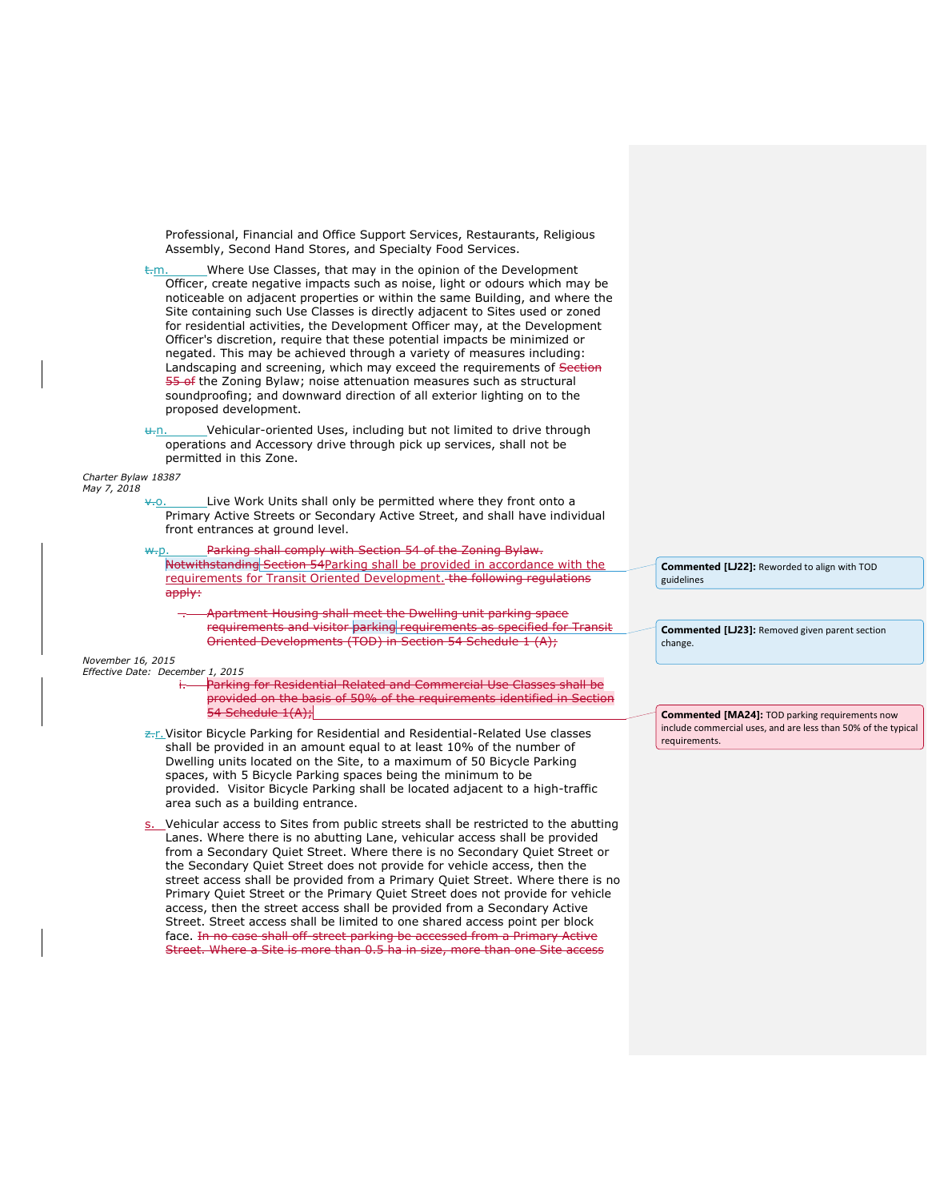Professional, Financial and Office Support Services, Restaurants, Religious Assembly, Second Hand Stores, and Specialty Food Services.

~~t.~~m. Where Use Classes, that may in the opinion of the Development Officer, create negative impacts such as noise, light or odours which may be noticeable on adjacent properties or within the same Building, and where the Site containing such Use Classes is directly adjacent to Sites used or zoned for residential activities, the Development Officer may, at the Development Officer's discretion, require that these potential impacts be minimized or negated. This may be achieved through a variety of measures including: Landscaping and screening, which may exceed the requirements of ~~Section 55 of~~ the Zoning Bylaw; noise attenuation measures such as structural soundproofing; and downward direction of all exterior lighting on to the proposed development.

~~u.~~n. Vehicular-oriented Uses, including but not limited to drive through operations and Accessory drive through pick up services, shall not be permitted in this Zone.

*Charter Bylaw 18387*
*May 7, 2018*

~~v.~~o. Live Work Units shall only be permitted where they front onto a Primary Active Streets or Secondary Active Street, and shall have individual front entrances at ground level.

~~w.~~p. ~~Parking shall comply with Section 54 of the Zoning Bylaw. Notwithstanding Section 54~~Parking shall be provided in accordance with the requirements for Transit Oriented Development. ~~the following regulations apply:~~

> **Commented [LJ22]:** Reworded to align with TOD guidelines

- ~~Apartment Housing shall meet the Dwelling unit parking space requirements and visitor parking requirements as specified for Transit Oriented Developments (TOD) in Section 54 Schedule 1 (A);~~

> **Commented [LJ23]:** Removed given parent section change.

*November 16, 2015*
*Effective Date: December 1, 2015*

- ~~i. Parking for Residential-Related and Commercial Use Classes shall be provided on the basis of 50% of the requirements identified in Section 54 Schedule 1(A);~~

> **Commented [MA24]:** TOD parking requirements now include commercial uses, and are less than 50% of the typical requirements.

~~z.~~r. Visitor Bicycle Parking for Residential and Residential-Related Use classes shall be provided in an amount equal to at least 10% of the number of Dwelling units located on the Site, to a maximum of 50 Bicycle Parking spaces, with 5 Bicycle Parking spaces being the minimum to be provided. Visitor Bicycle Parking shall be located adjacent to a high-traffic area such as a building entrance.

s. Vehicular access to Sites from public streets shall be restricted to the abutting Lanes. Where there is no abutting Lane, vehicular access shall be provided from a Secondary Quiet Street. Where there is no Secondary Quiet Street or the Secondary Quiet Street does not provide for vehicle access, then the street access shall be provided from a Primary Quiet Street. Where there is no Primary Quiet Street or the Primary Quiet Street does not provide for vehicle access, then the street access shall be provided from a Secondary Active Street. Street access shall be limited to one shared access point per block face. ~~In no case shall off-street parking be accessed from a Primary Active Street. Where a Site is more than 0.5 ha in size, more than one Site access~~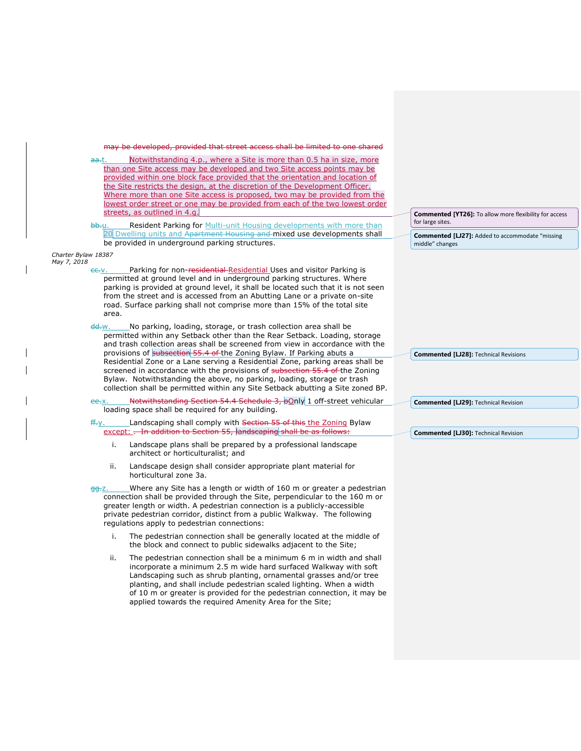may be developed, provided that street access shall be limited to one shared

aa.t. Notwithstanding 4.p., where a Site is more than 0.5 ha in size, more than one Site access may be developed and two Site access points may be provided within one block face provided that the orientation and location of the Site restricts the design, at the discretion of the Development Officer. Where more than one Site access is proposed, two may be provided from the lowest order street or one may be provided from each of the two lowest order streets, as outlined in 4.g.

bb.u. Resident Parking for Multi-unit Housing developments with more than 20 Dwelling units and Apartment Housing and mixed use developments shall be provided in underground parking structures.

*Charter Bylaw 18387*
*May 7, 2018*

cc.v. Parking for non-residential Residential Uses and visitor Parking is permitted at ground level and in underground parking structures. Where parking is provided at ground level, it shall be located such that it is not seen from the street and is accessed from an Abutting Lane or a private on-site road. Surface parking shall not comprise more than 15% of the total site area.

dd.w. No parking, loading, storage, or trash collection area shall be permitted within any Setback other than the Rear Setback. Loading, storage and trash collection areas shall be screened from view in accordance with the provisions of subsection 55.4 of the Zoning Bylaw. If Parking abuts a Residential Zone or a Lane serving a Residential Zone, parking areas shall be screened in accordance with the provisions of subsection 55.4 of the Zoning Bylaw. Notwithstanding the above, no parking, loading, storage or trash collection shall be permitted within any Site Setback abutting a Site zoned BP.

ee.x. Notwithstanding Section 54.4 Schedule 3, oOnly 1 off-street vehicular loading space shall be required for any building.

ff.y. Landscaping shall comply with Section 55 of this the Zoning Bylaw except: . In addition to Section 55, landscaping shall be as follows:

i. Landscape plans shall be prepared by a professional landscape architect or horticulturalist; and

ii. Landscape design shall consider appropriate plant material for horticultural zone 3a.

gg.z. Where any Site has a length or width of 160 m or greater a pedestrian connection shall be provided through the Site, perpendicular to the 160 m or greater length or width. A pedestrian connection is a publicly-accessible private pedestrian corridor, distinct from a public Walkway. The following regulations apply to pedestrian connections:

i. The pedestrian connection shall be generally located at the middle of the block and connect to public sidewalks adjacent to the Site;

ii. The pedestrian connection shall be a minimum 6 m in width and shall incorporate a minimum 2.5 m wide hard surfaced Walkway with soft Landscaping such as shrub planting, ornamental grasses and/or tree planting, and shall include pedestrian scaled lighting. When a width of 10 m or greater is provided for the pedestrian connection, it may be applied towards the required Amenity Area for the Site;

**Commented [YT26]:** To allow more flexibility for access for large sites.

**Commented [LJ27]:** Added to accommodate "missing middle" changes

**Commented [LJ28]:** Technical Revisions

**Commented [LJ29]:** Technical Revision

**Commented [LJ30]:** Technical Revision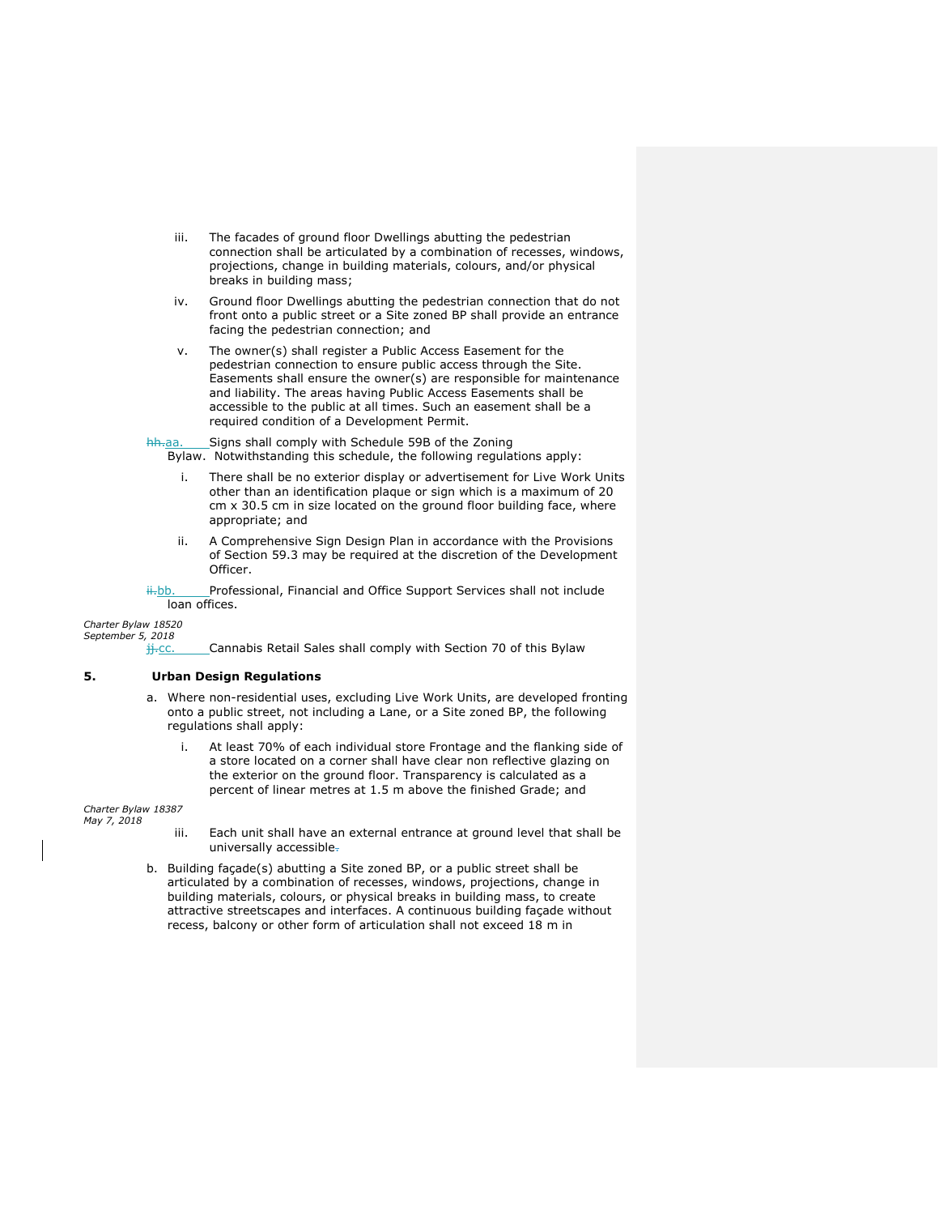iii. The facades of ground floor Dwellings abutting the pedestrian connection shall be articulated by a combination of recesses, windows, projections, change in building materials, colours, and/or physical breaks in building mass;

iv. Ground floor Dwellings abutting the pedestrian connection that do not front onto a public street or a Site zoned BP shall provide an entrance facing the pedestrian connection; and

v. The owner(s) shall register a Public Access Easement for the pedestrian connection to ensure public access through the Site. Easements shall ensure the owner(s) are responsible for maintenance and liability. The areas having Public Access Easements shall be accessible to the public at all times. Such an easement shall be a required condition of a Development Permit.

~~hh.~~aa. Signs shall comply with Schedule 59B of the Zoning Bylaw. Notwithstanding this schedule, the following regulations apply:

i. There shall be no exterior display or advertisement for Live Work Units other than an identification plaque or sign which is a maximum of 20 cm x 30.5 cm in size located on the ground floor building face, where appropriate; and

ii. A Comprehensive Sign Design Plan in accordance with the Provisions of Section 59.3 may be required at the discretion of the Development Officer.

~~ii.~~bb. Professional, Financial and Office Support Services shall not include loan offices.

*Charter Bylaw 18520*
*September 5, 2018*

~~jj.~~cc. Cannabis Retail Sales shall comply with Section 70 of this Bylaw

**5. Urban Design Regulations**

a. Where non-residential uses, excluding Live Work Units, are developed fronting onto a public street, not including a Lane, or a Site zoned BP, the following regulations shall apply:

i. At least 70% of each individual store Frontage and the flanking side of a store located on a corner shall have clear non reflective glazing on the exterior on the ground floor. Transparency is calculated as a percent of linear metres at 1.5 m above the finished Grade; and

*Charter Bylaw 18387*
*May 7, 2018*

iii. Each unit shall have an external entrance at ground level that shall be universally accessible~~.~~

b. Building façade(s) abutting a Site zoned BP, or a public street shall be articulated by a combination of recesses, windows, projections, change in building materials, colours, or physical breaks in building mass, to create attractive streetscapes and interfaces. A continuous building façade without recess, balcony or other form of articulation shall not exceed 18 m in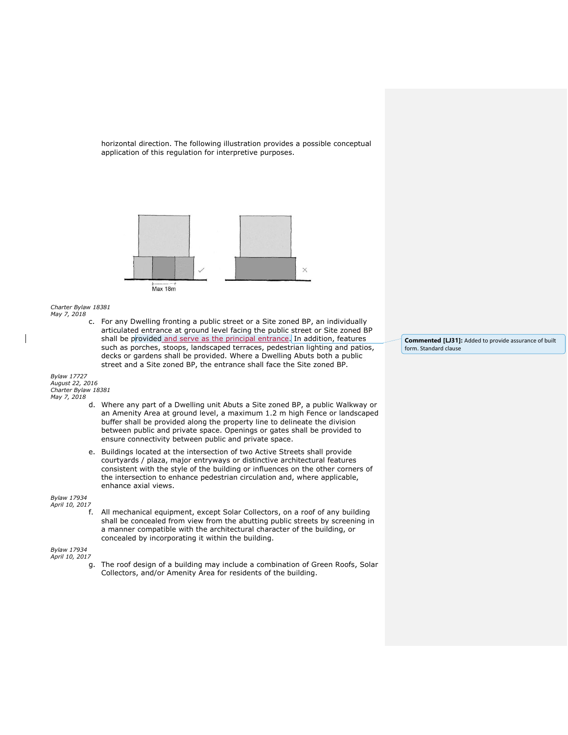horizontal direction. The following illustration provides a possible conceptual application of this regulation for interpretive purposes.

Max 18m

*Charter Bylaw 18381*
*May 7, 2018*

c. For any Dwelling fronting a public street or a Site zoned BP, an individually articulated entrance at ground level facing the public street or Site zoned BP shall be provided and serve as the principal entrance. In addition, features such as porches, stoops, landscaped terraces, pedestrian lighting and patios, decks or gardens shall be provided. Where a Dwelling Abuts both a public street and a Site zoned BP, the entrance shall face the Site zoned BP.

**Commented [LJ31]:** Added to provide assurance of built form. Standard clause

*Bylaw 17727*
*August 22, 2016*
*Charter Bylaw 18381*
*May 7, 2018*

d. Where any part of a Dwelling unit Abuts a Site zoned BP, a public Walkway or an Amenity Area at ground level, a maximum 1.2 m high Fence or landscaped buffer shall be provided along the property line to delineate the division between public and private space. Openings or gates shall be provided to ensure connectivity between public and private space.

e. Buildings located at the intersection of two Active Streets shall provide courtyards / plaza, major entryways or distinctive architectural features consistent with the style of the building or influences on the other corners of the intersection to enhance pedestrian circulation and, where applicable, enhance axial views.

*Bylaw 17934*
*April 10, 2017*

f. All mechanical equipment, except Solar Collectors, on a roof of any building shall be concealed from view from the abutting public streets by screening in a manner compatible with the architectural character of the building, or concealed by incorporating it within the building.

*Bylaw 17934*
*April 10, 2017*

g. The roof design of a building may include a combination of Green Roofs, Solar Collectors, and/or Amenity Area for residents of the building.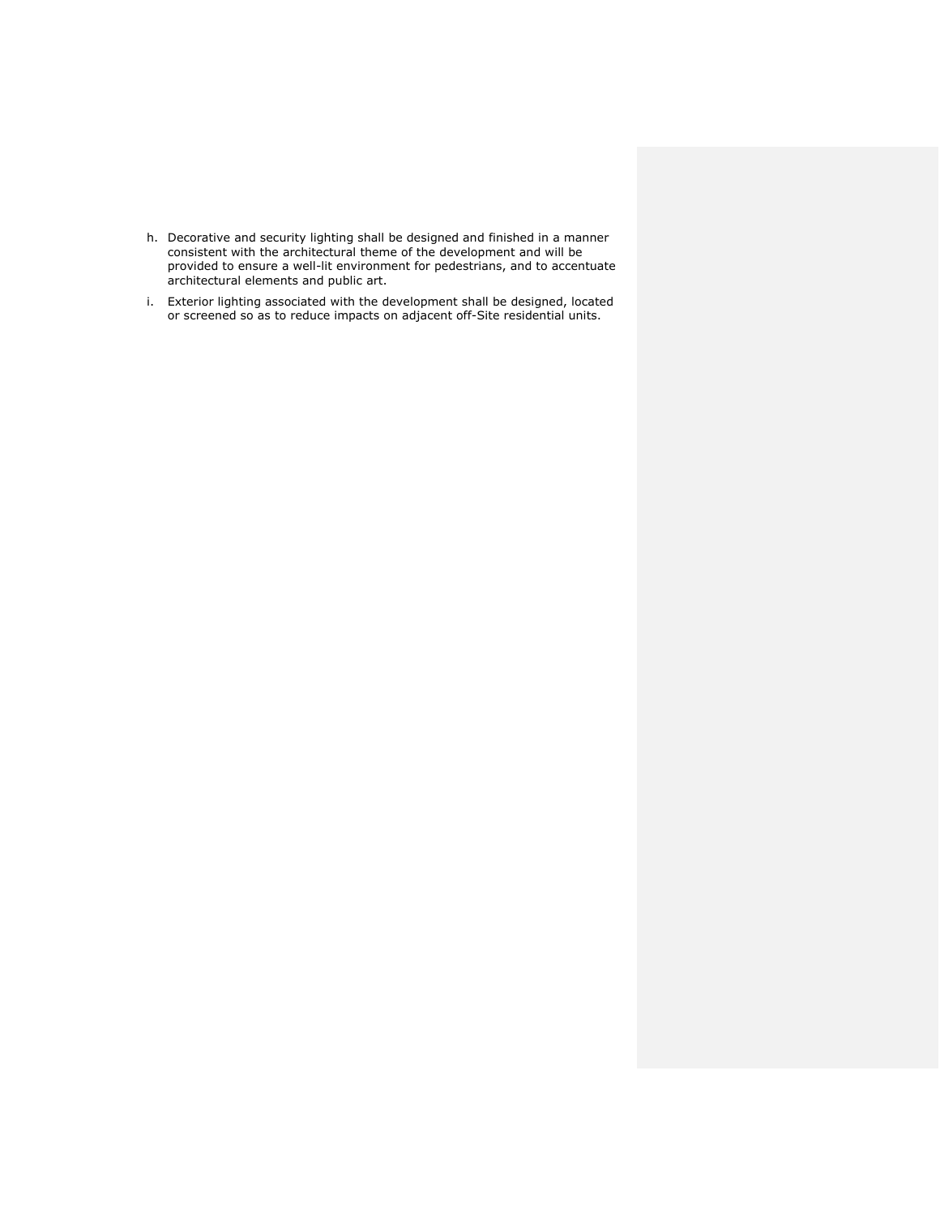h. Decorative and security lighting shall be designed and finished in a manner consistent with the architectural theme of the development and will be provided to ensure a well-lit environment for pedestrians, and to accentuate architectural elements and public art.

i. Exterior lighting associated with the development shall be designed, located or screened so as to reduce impacts on adjacent off-Site residential units.